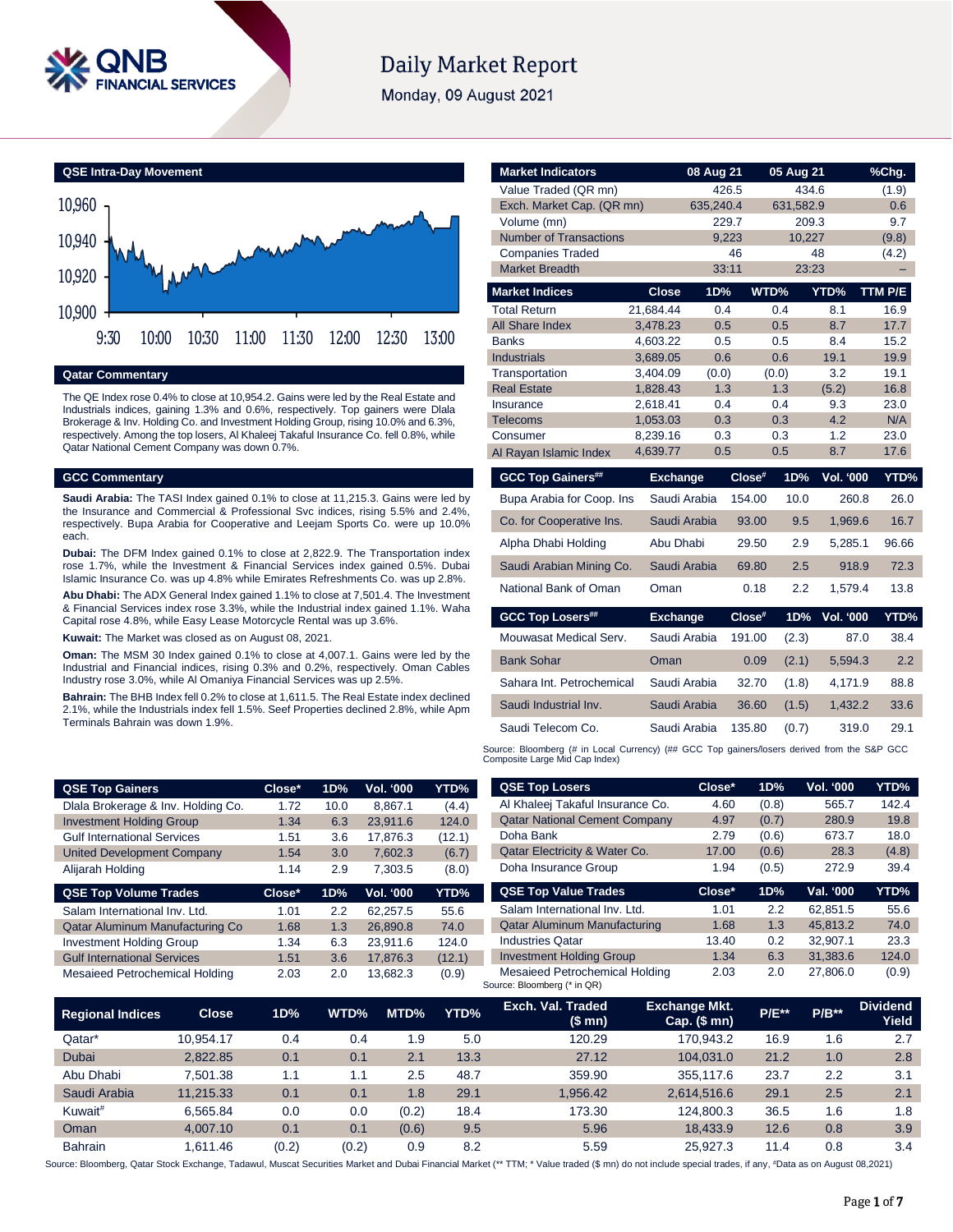# Daily Market Report

Monday, 09 August 2021

## QSE Intra-Day Movement

## Qatar Commentary

The QE Index rose 0.4% to close at 10,954.2. Gains were led by the Real Estate and Industrials indices, gaining 1.3% and 0.6%, respectively. Top gainers were Dlala Brokerage & Inv. Holding Co. and Investment Holding Group, rising 10.0% and 6.3%, respectively. Among the top losers, Al Khaleej Takaful Insurance Co. fell 0.8%, while Qatar National Cement Company was down 0.7%.

## GCC Commentary

**Saudi Arabia:** The TASI Index gained 0.1% to close at 11,215.3. Gains were led by the Insurance and Commercial & Professional Svc indices, rising 5.5% and 2.4%, respectively. Bupa Arabia for Cooperative and Leejam Sports Co. were up 10.0% each.

**Dubai:** The DFM Index gained 0.1% to close at 2,822.9. The Transportation index rose 1.7%, while the Investment & Financial Services index gained 0.5%. Dubai Islamic Insurance Co. was up 4.8% while Emirates Refreshments Co. was up 2.8%.

**Abu Dhabi:** The ADX General Index gained 1.1% to close at 7,501.4. The Investment & Financial Services index rose 3.3%, while the Industrial index gained 1.1%. Waha Capital rose 4.8%, while Easy Lease Motorcycle Rental was up 3.6%.

**Kuwait:** The Market was closed as on August 08, 2021.

**Oman:** The MSM 30 Index gained 0.1% to close at 4,007.1. Gains were led by the Industrial and Financial indices, rising 0.3% and 0.2%, respectively. Oman Cables Industry rose 3.0%, while Al Omaniya Financial Services was up 2.5%.

**Bahrain:** The BHB Index fell 0.2% to close at 1,611.5. The Real Estate index declined 2.1%, while the Industrials index fell 1.5%. Seef Properties declined 2.8%, while Apm Terminals Bahrain was down 1.9%.

| Market Indicators | 08 Aug 21 | 05 Aug 21 | %Chg. |
|---|---|---|---|
| Value Traded (QR mn) | 426.5 | 434.6 | (1.9) |
| Exch. Market Cap. (QR mn) | 635,240.4 | 631,582.9 | 0.6 |
| Volume (mn) | 229.7 | 209.3 | 9.7 |
| Number of Transactions | 9,223 | 10,227 | (9.8) |
| Companies Traded | 46 | 48 | (4.2) |
| Market Breadth | 33:11 | 23:23 | – |

| Market Indices | Close | 1D% | WTD% | YTD% | TTM P/E |
|---|---|---|---|---|---|
| Total Return | 21,684.44 | 0.4 | 0.4 | 8.1 | 16.9 |
| All Share Index | 3,478.23 | 0.5 | 0.5 | 8.7 | 17.7 |
| Banks | 4,603.22 | 0.5 | 0.5 | 8.4 | 15.2 |
| Industrials | 3,689.05 | 0.6 | 0.6 | 19.1 | 19.9 |
| Transportation | 3,404.09 | (0.0) | (0.0) | 3.2 | 19.1 |
| Real Estate | 1,828.43 | 1.3 | 1.3 | (5.2) | 16.8 |
| Insurance | 2,618.41 | 0.4 | 0.4 | 9.3 | 23.0 |
| Telecoms | 1,053.03 | 0.3 | 0.3 | 4.2 | N/A |
| Consumer | 8,239.16 | 0.3 | 0.3 | 1.2 | 23.0 |
| Al Rayan Islamic Index | 4,639.77 | 0.5 | 0.5 | 8.7 | 17.6 |

| GCC Top Gainers## | Exchange | Close# | 1D% | Vol. '000 | YTD% |
|---|---|---|---|---|---|
| Bupa Arabia for Coop. Ins | Saudi Arabia | 154.00 | 10.0 | 260.8 | 26.0 |
| Co. for Cooperative Ins. | Saudi Arabia | 93.00 | 9.5 | 1,969.6 | 16.7 |
| Alpha Dhabi Holding | Abu Dhabi | 29.50 | 2.9 | 5,285.1 | 96.66 |
| Saudi Arabian Mining Co. | Saudi Arabia | 69.80 | 2.5 | 918.9 | 72.3 |
| National Bank of Oman | Oman | 0.18 | 2.2 | 1,579.4 | 13.8 |

| GCC Top Losers## | Exchange | Close# | 1D% | Vol. '000 | YTD% |
|---|---|---|---|---|---|
| Mouwasat Medical Serv. | Saudi Arabia | 191.00 | (2.3) | 87.0 | 38.4 |
| Bank Sohar | Oman | 0.09 | (2.1) | 5,594.3 | 2.2 |
| Sahara Int. Petrochemical | Saudi Arabia | 32.70 | (1.8) | 4,171.9 | 88.8 |
| Saudi Industrial Inv. | Saudi Arabia | 36.60 | (1.5) | 1,432.2 | 33.6 |
| Saudi Telecom Co. | Saudi Arabia | 135.80 | (0.7) | 319.0 | 29.1 |

Source: Bloomberg (# in Local Currency) (## GCC Top gainers/losers derived from the S&P GCC Composite Large Mid Cap Index)

| QSE Top Gainers | Close* | 1D% | Vol. '000 | YTD% |
|---|---|---|---|---|
| Dlala Brokerage & Inv. Holding Co. | 1.72 | 10.0 | 8,867.1 | (4.4) |
| Investment Holding Group | 1.34 | 6.3 | 23,911.6 | 124.0 |
| Gulf International Services | 1.51 | 3.6 | 17,876.3 | (12.1) |
| United Development Company | 1.54 | 3.0 | 7,602.3 | (6.7) |
| Alijarah Holding | 1.14 | 2.9 | 7,303.5 | (8.0) |

| QSE Top Volume Trades | Close* | 1D% | Vol. '000 | YTD% |
|---|---|---|---|---|
| Salam International Inv. Ltd. | 1.01 | 2.2 | 62,257.5 | 55.6 |
| Qatar Aluminum Manufacturing Co | 1.68 | 1.3 | 26,890.8 | 74.0 |
| Investment Holding Group | 1.34 | 6.3 | 23,911.6 | 124.0 |
| Gulf International Services | 1.51 | 3.6 | 17,876.3 | (12.1) |
| Mesaieed Petrochemical Holding | 2.03 | 2.0 | 13,682.3 | (0.9) |

| QSE Top Losers | Close* | 1D% | Vol. '000 | YTD% |
|---|---|---|---|---|
| Al Khaleej Takaful Insurance Co. | 4.60 | (0.8) | 565.7 | 142.4 |
| Qatar National Cement Company | 4.97 | (0.7) | 280.9 | 19.8 |
| Doha Bank | 2.79 | (0.6) | 673.7 | 18.0 |
| Qatar Electricity & Water Co. | 17.00 | (0.6) | 28.3 | (4.8) |
| Doha Insurance Group | 1.94 | (0.5) | 272.9 | 39.4 |

| QSE Top Value Trades | Close* | 1D% | Val. '000 | YTD% |
|---|---|---|---|---|
| Salam International Inv. Ltd. | 1.01 | 2.2 | 62,851.5 | 55.6 |
| Qatar Aluminum Manufacturing | 1.68 | 1.3 | 45,813.2 | 74.0 |
| Industries Qatar | 13.40 | 0.2 | 32,907.1 | 23.3 |
| Investment Holding Group | 1.34 | 6.3 | 31,383.6 | 124.0 |
| Mesaieed Petrochemical Holding | 2.03 | 2.0 | 27,806.0 | (0.9) |

Source: Bloomberg (* in QR)

| Regional Indices | Close | 1D% | WTD% | MTD% | YTD% | Exch. Val. Traded ($ mn) | Exchange Mkt. Cap. ($ mn) | P/E** | P/B** | Dividend Yield |
|---|---|---|---|---|---|---|---|---|---|---|
| Qatar* | 10,954.17 | 0.4 | 0.4 | 1.9 | 5.0 | 120.29 | 170,943.2 | 16.9 | 1.6 | 2.7 |
| Dubai | 2,822.85 | 0.1 | 0.1 | 2.1 | 13.3 | 27.12 | 104,031.0 | 21.2 | 1.0 | 2.8 |
| Abu Dhabi | 7,501.38 | 1.1 | 1.1 | 2.5 | 48.7 | 359.90 | 355,117.6 | 23.7 | 2.2 | 3.1 |
| Saudi Arabia | 11,215.33 | 0.1 | 0.1 | 1.8 | 29.1 | 1,956.42 | 2,614,516.6 | 29.1 | 2.5 | 2.1 |
| Kuwait# | 6,565.84 | 0.0 | 0.0 | (0.2) | 18.4 | 173.30 | 124,800.3 | 36.5 | 1.6 | 1.8 |
| Oman | 4,007.10 | 0.1 | 0.1 | (0.6) | 9.5 | 5.96 | 18,433.9 | 12.6 | 0.8 | 3.9 |
| Bahrain | 1,611.46 | (0.2) | (0.2) | 0.9 | 8.2 | 5.59 | 25,927.3 | 11.4 | 0.8 | 3.4 |

Source: Bloomberg, Qatar Stock Exchange, Tadawul, Muscat Securities Market and Dubai Financial Market (** TTM; * Value traded ($ mn) do not include special trades, if any, #Data as on August 08,2021)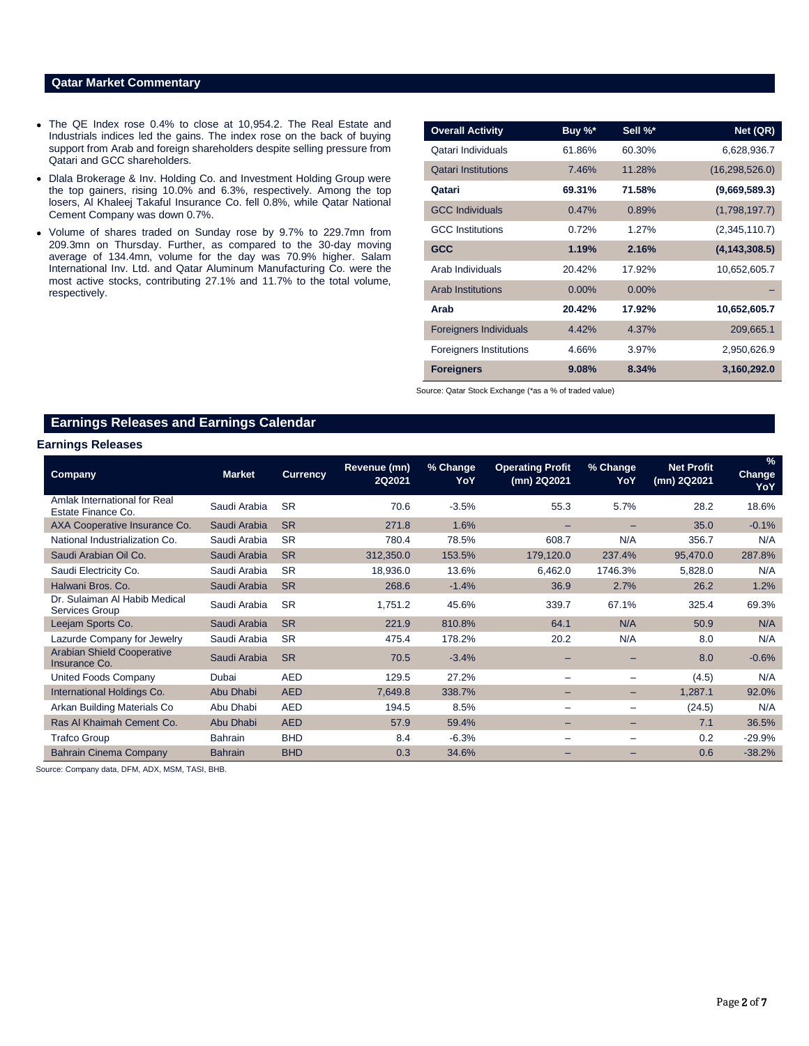## Qatar Market Commentary

- The QE Index rose 0.4% to close at 10,954.2. The Real Estate and Industrials indices led the gains. The index rose on the back of buying support from Arab and foreign shareholders despite selling pressure from Qatari and GCC shareholders.
- Dlala Brokerage & Inv. Holding Co. and Investment Holding Group were the top gainers, rising 10.0% and 6.3%, respectively. Among the top losers, Al Khaleej Takaful Insurance Co. fell 0.8%, while Qatar National Cement Company was down 0.7%.
- Volume of shares traded on Sunday rose by 9.7% to 229.7mn from 209.3mn on Thursday. Further, as compared to the 30-day moving average of 134.4mn, volume for the day was 70.9% higher. Salam International Inv. Ltd. and Qatar Aluminum Manufacturing Co. were the most active stocks, contributing 27.1% and 11.7% to the total volume, respectively.

| Overall Activity | Buy %* | Sell %* | Net (QR) |
|---|---|---|---|
| Qatari Individuals | 61.86% | 60.30% | 6,628,936.7 |
| Qatari Institutions | 7.46% | 11.28% | (16,298,526.0) |
| **Qatari** | **69.31%** | **71.58%** | **(9,669,589.3)** |
| GCC Individuals | 0.47% | 0.89% | (1,798,197.7) |
| GCC Institutions | 0.72% | 1.27% | (2,345,110.7) |
| **GCC** | **1.19%** | **2.16%** | **(4,143,308.5)** |
| Arab Individuals | 20.42% | 17.92% | 10,652,605.7 |
| Arab Institutions | 0.00% | 0.00% | – |
| **Arab** | **20.42%** | **17.92%** | **10,652,605.7** |
| Foreigners Individuals | 4.42% | 4.37% | 209,665.1 |
| Foreigners Institutions | 4.66% | 3.97% | 2,950,626.9 |
| **Foreigners** | **9.08%** | **8.34%** | **3,160,292.0** |

Source: Qatar Stock Exchange (*as a % of traded value)

## Earnings Releases and Earnings Calendar

### Earnings Releases

| Company | Market | Currency | Revenue (mn) 2Q2021 | % Change YoY | Operating Profit (mn) 2Q2021 | % Change YoY | Net Profit (mn) 2Q2021 | % Change YoY |
|---|---|---|---|---|---|---|---|---|
| Amlak International for Real Estate Finance Co. | Saudi Arabia | SR | 70.6 | -3.5% | 55.3 | 5.7% | 28.2 | 18.6% |
| AXA Cooperative Insurance Co. | Saudi Arabia | SR | 271.8 | 1.6% | – | – | 35.0 | -0.1% |
| National Industrialization Co. | Saudi Arabia | SR | 780.4 | 78.5% | 608.7 | N/A | 356.7 | N/A |
| Saudi Arabian Oil Co. | Saudi Arabia | SR | 312,350.0 | 153.5% | 179,120.0 | 237.4% | 95,470.0 | 287.8% |
| Saudi Electricity Co. | Saudi Arabia | SR | 18,936.0 | 13.6% | 6,462.0 | 1746.3% | 5,828.0 | N/A |
| Halwani Bros. Co. | Saudi Arabia | SR | 268.6 | -1.4% | 36.9 | 2.7% | 26.2 | 1.2% |
| Dr. Sulaiman Al Habib Medical Services Group | Saudi Arabia | SR | 1,751.2 | 45.6% | 339.7 | 67.1% | 325.4 | 69.3% |
| Leejam Sports Co. | Saudi Arabia | SR | 221.9 | 810.8% | 64.1 | N/A | 50.9 | N/A |
| Lazurde Company for Jewelry | Saudi Arabia | SR | 475.4 | 178.2% | 20.2 | N/A | 8.0 | N/A |
| Arabian Shield Cooperative Insurance Co. | Saudi Arabia | SR | 70.5 | -3.4% | – | – | 8.0 | -0.6% |
| United Foods Company | Dubai | AED | 129.5 | 27.2% | – | – | (4.5) | N/A |
| International Holdings Co. | Abu Dhabi | AED | 7,649.8 | 338.7% | – | – | 1,287.1 | 92.0% |
| Arkan Building Materials Co | Abu Dhabi | AED | 194.5 | 8.5% | – | – | (24.5) | N/A |
| Ras Al Khaimah Cement Co. | Abu Dhabi | AED | 57.9 | 59.4% | – | – | 7.1 | 36.5% |
| Trafco Group | Bahrain | BHD | 8.4 | -6.3% | – | – | 0.2 | -29.9% |
| Bahrain Cinema Company | Bahrain | BHD | 0.3 | 34.6% | – | – | 0.6 | -38.2% |

Source: Company data, DFM, ADX, MSM, TASI, BHB.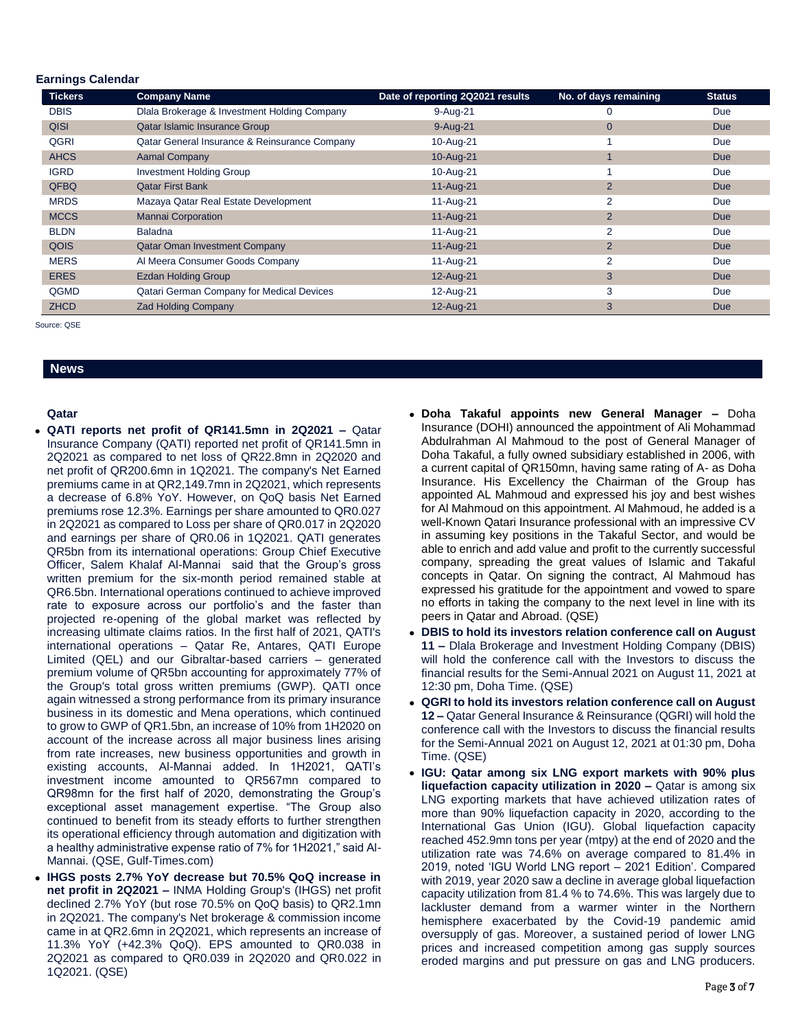### Earnings Calendar

| Tickers | Company Name | Date of reporting 2Q2021 results | No. of days remaining | Status |
|---|---|---|---|---|
| DBIS | Dlala Brokerage & Investment Holding Company | 9-Aug-21 | 0 | Due |
| QISI | Qatar Islamic Insurance Group | 9-Aug-21 | 0 | Due |
| QGRI | Qatar General Insurance & Reinsurance Company | 10-Aug-21 | 1 | Due |
| AHCS | Aamal Company | 10-Aug-21 | 1 | Due |
| IGRD | Investment Holding Group | 10-Aug-21 | 1 | Due |
| QFBQ | Qatar First Bank | 11-Aug-21 | 2 | Due |
| MRDS | Mazaya Qatar Real Estate Development | 11-Aug-21 | 2 | Due |
| MCCS | Mannai Corporation | 11-Aug-21 | 2 | Due |
| BLDN | Baladna | 11-Aug-21 | 2 | Due |
| QOIS | Qatar Oman Investment Company | 11-Aug-21 | 2 | Due |
| MERS | Al Meera Consumer Goods Company | 11-Aug-21 | 2 | Due |
| ERES | Ezdan Holding Group | 12-Aug-21 | 3 | Due |
| QGMD | Qatari German Company for Medical Devices | 12-Aug-21 | 3 | Due |
| ZHCD | Zad Holding Company | 12-Aug-21 | 3 | Due |

Source: QSE

## News

### Qatar

- **QATI reports net profit of QR141.5mn in 2Q2021 –** Qatar Insurance Company (QATI) reported net profit of QR141.5mn in 2Q2021 as compared to net loss of QR22.8mn in 2Q2020 and net profit of QR200.6mn in 1Q2021. The company's Net Earned premiums came in at QR2,149.7mn in 2Q2021, which represents a decrease of 6.8% YoY. However, on QoQ basis Net Earned premiums rose 12.3%. Earnings per share amounted to QR0.027 in 2Q2021 as compared to Loss per share of QR0.017 in 2Q2020 and earnings per share of QR0.06 in 1Q2021. QATI generates QR5bn from its international operations: Group Chief Executive Officer, Salem Khalaf Al-Mannai said that the Group's gross written premium for the six-month period remained stable at QR6.5bn. International operations continued to achieve improved rate to exposure across our portfolio's and the faster than projected re-opening of the global market was reflected by increasing ultimate claims ratios. In the first half of 2021, QATI's international operations – Qatar Re, Antares, QATI Europe Limited (QEL) and our Gibraltar-based carriers – generated premium volume of QR5bn accounting for approximately 77% of the Group's total gross written premiums (GWP). QATI once again witnessed a strong performance from its primary insurance business in its domestic and Mena operations, which continued to grow to GWP of QR1.5bn, an increase of 10% from 1H2020 on account of the increase across all major business lines arising from rate increases, new business opportunities and growth in existing accounts, Al-Mannai added. In 1H2021, QATI's investment income amounted to QR567mn compared to QR98mn for the first half of 2020, demonstrating the Group's exceptional asset management expertise. "The Group also continued to benefit from its steady efforts to further strengthen its operational efficiency through automation and digitization with a healthy administrative expense ratio of 7% for 1H2021," said Al-Mannai. (QSE, Gulf-Times.com)
- **IHGS posts 2.7% YoY decrease but 70.5% QoQ increase in net profit in 2Q2021 –** INMA Holding Group's (IHGS) net profit declined 2.7% YoY (but rose 70.5% on QoQ basis) to QR2.1mn in 2Q2021. The company's Net brokerage & commission income came in at QR2.6mn in 2Q2021, which represents an increase of 11.3% YoY (+42.3% QoQ). EPS amounted to QR0.038 in 2Q2021 as compared to QR0.039 in 2Q2020 and QR0.022 in 1Q2021. (QSE)
- **Doha Takaful appoints new General Manager –** Doha Insurance (DOHI) announced the appointment of Ali Mohammad Abdulrahman Al Mahmoud to the post of General Manager of Doha Takaful, a fully owned subsidiary established in 2006, with a current capital of QR150mn, having same rating of A- as Doha Insurance. His Excellency the Chairman of the Group has appointed AL Mahmoud and expressed his joy and best wishes for Al Mahmoud on this appointment. Al Mahmoud, he added is a well-Known Qatari Insurance professional with an impressive CV in assuming key positions in the Takaful Sector, and would be able to enrich and add value and profit to the currently successful company, spreading the great values of Islamic and Takaful concepts in Qatar. On signing the contract, Al Mahmoud has expressed his gratitude for the appointment and vowed to spare no efforts in taking the company to the next level in line with its peers in Qatar and Abroad. (QSE)
- **DBIS to hold its investors relation conference call on August 11 –** Dlala Brokerage and Investment Holding Company (DBIS) will hold the conference call with the Investors to discuss the financial results for the Semi-Annual 2021 on August 11, 2021 at 12:30 pm, Doha Time. (QSE)
- **QGRI to hold its investors relation conference call on August 12 –** Qatar General Insurance & Reinsurance (QGRI) will hold the conference call with the Investors to discuss the financial results for the Semi-Annual 2021 on August 12, 2021 at 01:30 pm, Doha Time. (QSE)
- **IGU: Qatar among six LNG export markets with 90% plus liquefaction capacity utilization in 2020 –** Qatar is among six LNG exporting markets that have achieved utilization rates of more than 90% liquefaction capacity in 2020, according to the International Gas Union (IGU). Global liquefaction capacity reached 452.9mn tons per year (mtpy) at the end of 2020 and the utilization rate was 74.6% on average compared to 81.4% in 2019, noted 'IGU World LNG report – 2021 Edition'. Compared with 2019, year 2020 saw a decline in average global liquefaction capacity utilization from 81.4 % to 74.6%. This was largely due to lackluster demand from a warmer winter in the Northern hemisphere exacerbated by the Covid-19 pandemic amid oversupply of gas. Moreover, a sustained period of lower LNG prices and increased competition among gas supply sources eroded margins and put pressure on gas and LNG producers.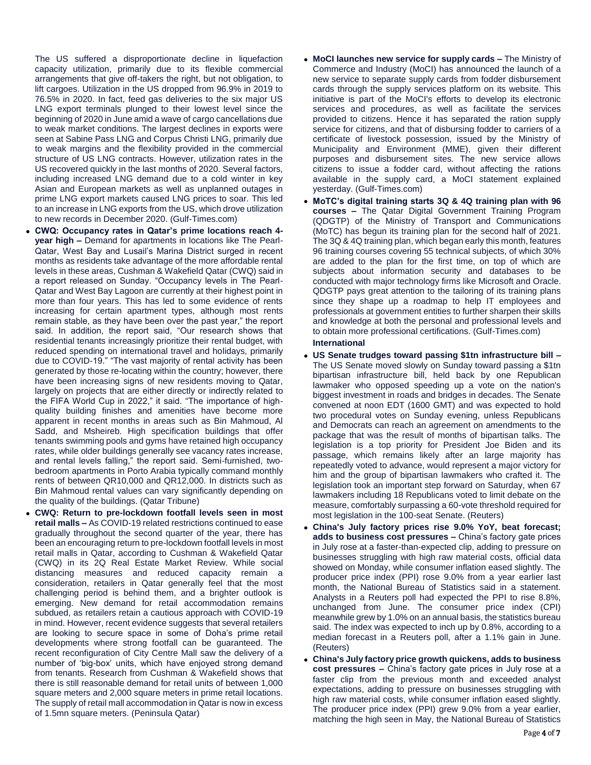The US suffered a disproportionate decline in liquefaction capacity utilization, primarily due to its flexible commercial arrangements that give off-takers the right, but not obligation, to lift cargoes. Utilization in the US dropped from 96.9% in 2019 to 76.5% in 2020. In fact, feed gas deliveries to the six major US LNG export terminals plunged to their lowest level since the beginning of 2020 in June amid a wave of cargo cancellations due to weak market conditions. The largest declines in exports were seen at Sabine Pass LNG and Corpus Christi LNG, primarily due to weak margins and the flexibility provided in the commercial structure of US LNG contracts. However, utilization rates in the US recovered quickly in the last months of 2020. Several factors, including increased LNG demand due to a cold winter in key Asian and European markets as well as unplanned outages in prime LNG export markets caused LNG prices to soar. This led to an increase in LNG exports from the US, which drove utilization to new records in December 2020. (Gulf-Times.com)

- **CWQ: Occupancy rates in Qatar's prime locations reach 4-year high –** Demand for apartments in locations like The Pearl-Qatar, West Bay and Lusail's Marina District surged in recent months as residents take advantage of the more affordable rental levels in these areas, Cushman & Wakefield Qatar (CWQ) said in a report released on Sunday. "Occupancy levels in The Pearl-Qatar and West Bay Lagoon are currently at their highest point in more than four years. This has led to some evidence of rents increasing for certain apartment types, although most rents remain stable, as they have been over the past year," the report said. In addition, the report said, "Our research shows that residential tenants increasingly prioritize their rental budget, with reduced spending on international travel and holidays, primarily due to COVID-19." "The vast majority of rental activity has been generated by those re-locating within the country; however, there have been increasing signs of new residents moving to Qatar, largely on projects that are either directly or indirectly related to the FIFA World Cup in 2022," it said. "The importance of high-quality building finishes and amenities have become more apparent in recent months in areas such as Bin Mahmoud, Al Sadd, and Msheireb. High specification buildings that offer tenants swimming pools and gyms have retained high occupancy rates, while older buildings generally see vacancy rates increase, and rental levels falling," the report said. Semi-furnished, two-bedroom apartments in Porto Arabia typically command monthly rents of between QR10,000 and QR12,000. In districts such as Bin Mahmoud rental values can vary significantly depending on the quality of the buildings. (Qatar Tribune)
- **CWQ: Return to pre-lockdown footfall levels seen in most retail malls –** As COVID-19 related restrictions continued to ease gradually throughout the second quarter of the year, there has been an encouraging return to pre-lockdown footfall levels in most retail malls in Qatar, according to Cushman & Wakefield Qatar (CWQ) in its 2Q Real Estate Market Review. While social distancing measures and reduced capacity remain a consideration, retailers in Qatar generally feel that the most challenging period is behind them, and a brighter outlook is emerging. New demand for retail accommodation remains subdued, as retailers retain a cautious approach with COVID-19 in mind. However, recent evidence suggests that several retailers are looking to secure space in some of Doha's prime retail developments where strong footfall can be guaranteed. The recent reconfiguration of City Centre Mall saw the delivery of a number of 'big-box' units, which have enjoyed strong demand from tenants. Research from Cushman & Wakefield shows that there is still reasonable demand for retail units of between 1,000 square meters and 2,000 square meters in prime retail locations. The supply of retail mall accommodation in Qatar is now in excess of 1.5mn square meters. (Peninsula Qatar)
- **MoCI launches new service for supply cards –** The Ministry of Commerce and Industry (MoCI) has announced the launch of a new service to separate supply cards from fodder disbursement cards through the supply services platform on its website. This initiative is part of the MoCI's efforts to develop its electronic services and procedures, as well as facilitate the services provided to citizens. Hence it has separated the ration supply service for citizens, and that of disbursing fodder to carriers of a certificate of livestock possession, issued by the Ministry of Municipality and Environment (MME), given their different purposes and disbursement sites. The new service allows citizens to issue a fodder card, without affecting the rations available in the supply card, a MoCI statement explained yesterday. (Gulf-Times.com)
- **MoTC's digital training starts 3Q & 4Q training plan with 96 courses –** The Qatar Digital Government Training Program (QDGTP) of the Ministry of Transport and Communications (MoTC) has begun its training plan for the second half of 2021. The 3Q & 4Q training plan, which began early this month, features 96 training courses covering 55 technical subjects, of which 30% are added to the plan for the first time, on top of which are subjects about information security and databases to be conducted with major technology firms like Microsoft and Oracle. QDGTP pays great attention to the tailoring of its training plans since they shape up a roadmap to help IT employees and professionals at government entities to further sharpen their skills and knowledge at both the personal and professional levels and to obtain more professional certifications. (Gulf-Times.com)

**International**

- **US Senate trudges toward passing $1tn infrastructure bill –** The US Senate moved slowly on Sunday toward passing a $1tn bipartisan infrastructure bill, held back by one Republican lawmaker who opposed speeding up a vote on the nation's biggest investment in roads and bridges in decades. The Senate convened at noon EDT (1600 GMT) and was expected to hold two procedural votes on Sunday evening, unless Republicans and Democrats can reach an agreement on amendments to the package that was the result of months of bipartisan talks. The legislation is a top priority for President Joe Biden and its passage, which remains likely after an large majority has repeatedly voted to advance, would represent a major victory for him and the group of bipartisan lawmakers who crafted it. The legislation took an important step forward on Saturday, when 67 lawmakers including 18 Republicans voted to limit debate on the measure, comfortably surpassing a 60-vote threshold required for most legislation in the 100-seat Senate. (Reuters)
- **China's July factory prices rise 9.0% YoY, beat forecast; adds to business cost pressures –** China's factory gate prices in July rose at a faster-than-expected clip, adding to pressure on businesses struggling with high raw material costs, official data showed on Monday, while consumer inflation eased slightly. The producer price index (PPI) rose 9.0% from a year earlier last month, the National Bureau of Statistics said in a statement. Analysts in a Reuters poll had expected the PPI to rise 8.8%, unchanged from June. The consumer price index (CPI) meanwhile grew by 1.0% on an annual basis, the statistics bureau said. The index was expected to inch up by 0.8%, according to a median forecast in a Reuters poll, after a 1.1% gain in June. (Reuters)
- **China's July factory price growth quickens, adds to business cost pressures –** China's factory gate prices in July rose at a faster clip from the previous month and exceeded analyst expectations, adding to pressure on businesses struggling with high raw material costs, while consumer inflation eased slightly. The producer price index (PPI) grew 9.0% from a year earlier, matching the high seen in May, the National Bureau of Statistics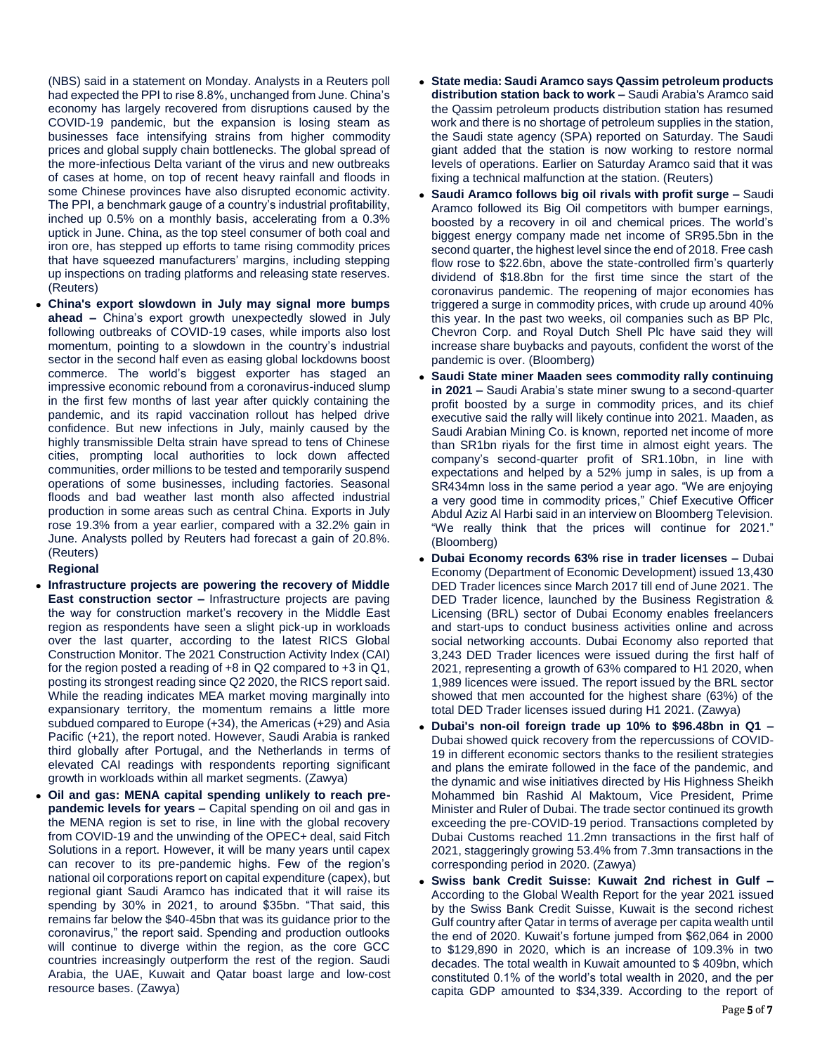(NBS) said in a statement on Monday. Analysts in a Reuters poll had expected the PPI to rise 8.8%, unchanged from June. China's economy has largely recovered from disruptions caused by the COVID-19 pandemic, but the expansion is losing steam as businesses face intensifying strains from higher commodity prices and global supply chain bottlenecks. The global spread of the more-infectious Delta variant of the virus and new outbreaks of cases at home, on top of recent heavy rainfall and floods in some Chinese provinces have also disrupted economic activity. The PPI, a benchmark gauge of a country's industrial profitability, inched up 0.5% on a monthly basis, accelerating from a 0.3% uptick in June. China, as the top steel consumer of both coal and iron ore, has stepped up efforts to tame rising commodity prices that have squeezed manufacturers' margins, including stepping up inspections on trading platforms and releasing state reserves. (Reuters)

- **China's export slowdown in July may signal more bumps ahead –** China's export growth unexpectedly slowed in July following outbreaks of COVID-19 cases, while imports also lost momentum, pointing to a slowdown in the country's industrial sector in the second half even as easing global lockdowns boost commerce. The world's biggest exporter has staged an impressive economic rebound from a coronavirus-induced slump in the first few months of last year after quickly containing the pandemic, and its rapid vaccination rollout has helped drive confidence. But new infections in July, mainly caused by the highly transmissible Delta strain have spread to tens of Chinese cities, prompting local authorities to lock down affected communities, order millions to be tested and temporarily suspend operations of some businesses, including factories. Seasonal floods and bad weather last month also affected industrial production in some areas such as central China. Exports in July rose 19.3% from a year earlier, compared with a 32.2% gain in June. Analysts polled by Reuters had forecast a gain of 20.8%. (Reuters)

**Regional**

- **Infrastructure projects are powering the recovery of Middle East construction sector –** Infrastructure projects are paving the way for construction market's recovery in the Middle East region as respondents have seen a slight pick-up in workloads over the last quarter, according to the latest RICS Global Construction Monitor. The 2021 Construction Activity Index (CAI) for the region posted a reading of +8 in Q2 compared to +3 in Q1, posting its strongest reading since Q2 2020, the RICS report said. While the reading indicates MEA market moving marginally into expansionary territory, the momentum remains a little more subdued compared to Europe (+34), the Americas (+29) and Asia Pacific (+21), the report noted. However, Saudi Arabia is ranked third globally after Portugal, and the Netherlands in terms of elevated CAI readings with respondents reporting significant growth in workloads within all market segments. (Zawya)
- **Oil and gas: MENA capital spending unlikely to reach pre-pandemic levels for years –** Capital spending on oil and gas in the MENA region is set to rise, in line with the global recovery from COVID-19 and the unwinding of the OPEC+ deal, said Fitch Solutions in a report. However, it will be many years until capex can recover to its pre-pandemic highs. Few of the region's national oil corporations report on capital expenditure (capex), but regional giant Saudi Aramco has indicated that it will raise its spending by 30% in 2021, to around $35bn. "That said, this remains far below the $40-45bn that was its guidance prior to the coronavirus," the report said. Spending and production outlooks will continue to diverge within the region, as the core GCC countries increasingly outperform the rest of the region. Saudi Arabia, the UAE, Kuwait and Qatar boast large and low-cost resource bases. (Zawya)
- **State media: Saudi Aramco says Qassim petroleum products distribution station back to work –** Saudi Arabia's Aramco said the Qassim petroleum products distribution station has resumed work and there is no shortage of petroleum supplies in the station, the Saudi state agency (SPA) reported on Saturday. The Saudi giant added that the station is now working to restore normal levels of operations. Earlier on Saturday Aramco said that it was fixing a technical malfunction at the station. (Reuters)
- **Saudi Aramco follows big oil rivals with profit surge –** Saudi Aramco followed its Big Oil competitors with bumper earnings, boosted by a recovery in oil and chemical prices. The world's biggest energy company made net income of SR95.5bn in the second quarter, the highest level since the end of 2018. Free cash flow rose to $22.6bn, above the state-controlled firm's quarterly dividend of $18.8bn for the first time since the start of the coronavirus pandemic. The reopening of major economies has triggered a surge in commodity prices, with crude up around 40% this year. In the past two weeks, oil companies such as BP Plc, Chevron Corp. and Royal Dutch Shell Plc have said they will increase share buybacks and payouts, confident the worst of the pandemic is over. (Bloomberg)
- **Saudi State miner Maaden sees commodity rally continuing in 2021 –** Saudi Arabia's state miner swung to a second-quarter profit boosted by a surge in commodity prices, and its chief executive said the rally will likely continue into 2021. Maaden, as Saudi Arabian Mining Co. is known, reported net income of more than SR1bn riyals for the first time in almost eight years. The company's second-quarter profit of SR1.10bn, in line with expectations and helped by a 52% jump in sales, is up from a SR434mn loss in the same period a year ago. "We are enjoying a very good time in commodity prices," Chief Executive Officer Abdul Aziz Al Harbi said in an interview on Bloomberg Television. "We really think that the prices will continue for 2021." (Bloomberg)
- **Dubai Economy records 63% rise in trader licenses –** Dubai Economy (Department of Economic Development) issued 13,430 DED Trader licences since March 2017 till end of June 2021. The DED Trader licence, launched by the Business Registration & Licensing (BRL) sector of Dubai Economy enables freelancers and start-ups to conduct business activities online and across social networking accounts. Dubai Economy also reported that 3,243 DED Trader licences were issued during the first half of 2021, representing a growth of 63% compared to H1 2020, when 1,989 licences were issued. The report issued by the BRL sector showed that men accounted for the highest share (63%) of the total DED Trader licenses issued during H1 2021. (Zawya)
- **Dubai's non-oil foreign trade up 10% to $96.48bn in Q1 –** Dubai showed quick recovery from the repercussions of COVID-19 in different economic sectors thanks to the resilient strategies and plans the emirate followed in the face of the pandemic, and the dynamic and wise initiatives directed by His Highness Sheikh Mohammed bin Rashid Al Maktoum, Vice President, Prime Minister and Ruler of Dubai. The trade sector continued its growth exceeding the pre-COVID-19 period. Transactions completed by Dubai Customs reached 11.2mn transactions in the first half of 2021, staggeringly growing 53.4% from 7.3mn transactions in the corresponding period in 2020. (Zawya)
- **Swiss bank Credit Suisse: Kuwait 2nd richest in Gulf –** According to the Global Wealth Report for the year 2021 issued by the Swiss Bank Credit Suisse, Kuwait is the second richest Gulf country after Qatar in terms of average per capita wealth until the end of 2020. Kuwait's fortune jumped from $62,064 in 2000 to $129,890 in 2020, which is an increase of 109.3% in two decades. The total wealth in Kuwait amounted to $ 409bn, which constituted 0.1% of the world's total wealth in 2020, and the per capita GDP amounted to $34,339. According to the report of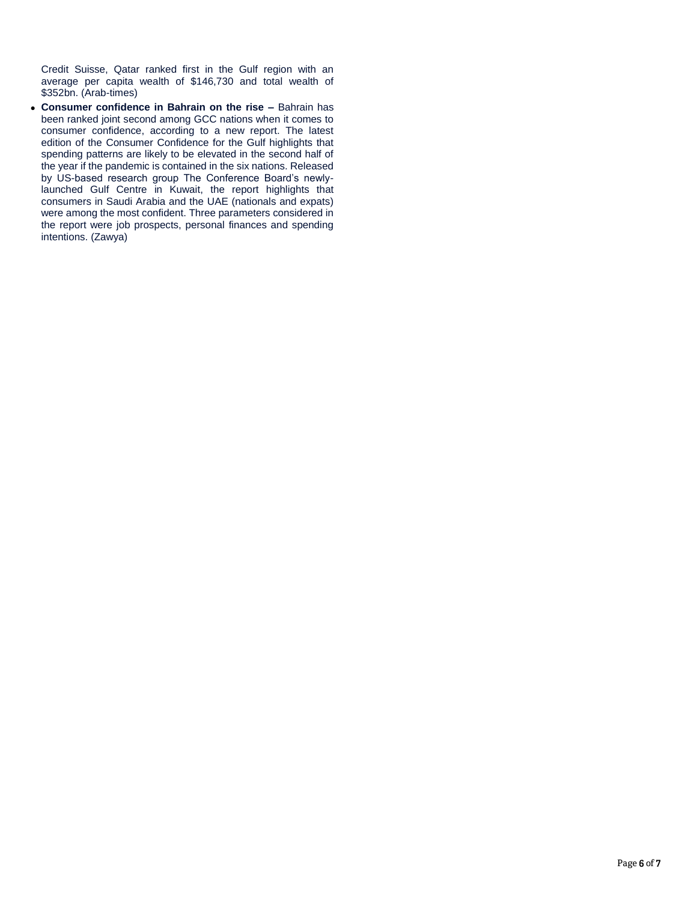Credit Suisse, Qatar ranked first in the Gulf region with an average per capita wealth of $146,730 and total wealth of $352bn. (Arab-times)

- **Consumer confidence in Bahrain on the rise –** Bahrain has been ranked joint second among GCC nations when it comes to consumer confidence, according to a new report. The latest edition of the Consumer Confidence for the Gulf highlights that spending patterns are likely to be elevated in the second half of the year if the pandemic is contained in the six nations. Released by US-based research group The Conference Board's newly-launched Gulf Centre in Kuwait, the report highlights that consumers in Saudi Arabia and the UAE (nationals and expats) were among the most confident. Three parameters considered in the report were job prospects, personal finances and spending intentions. (Zawya)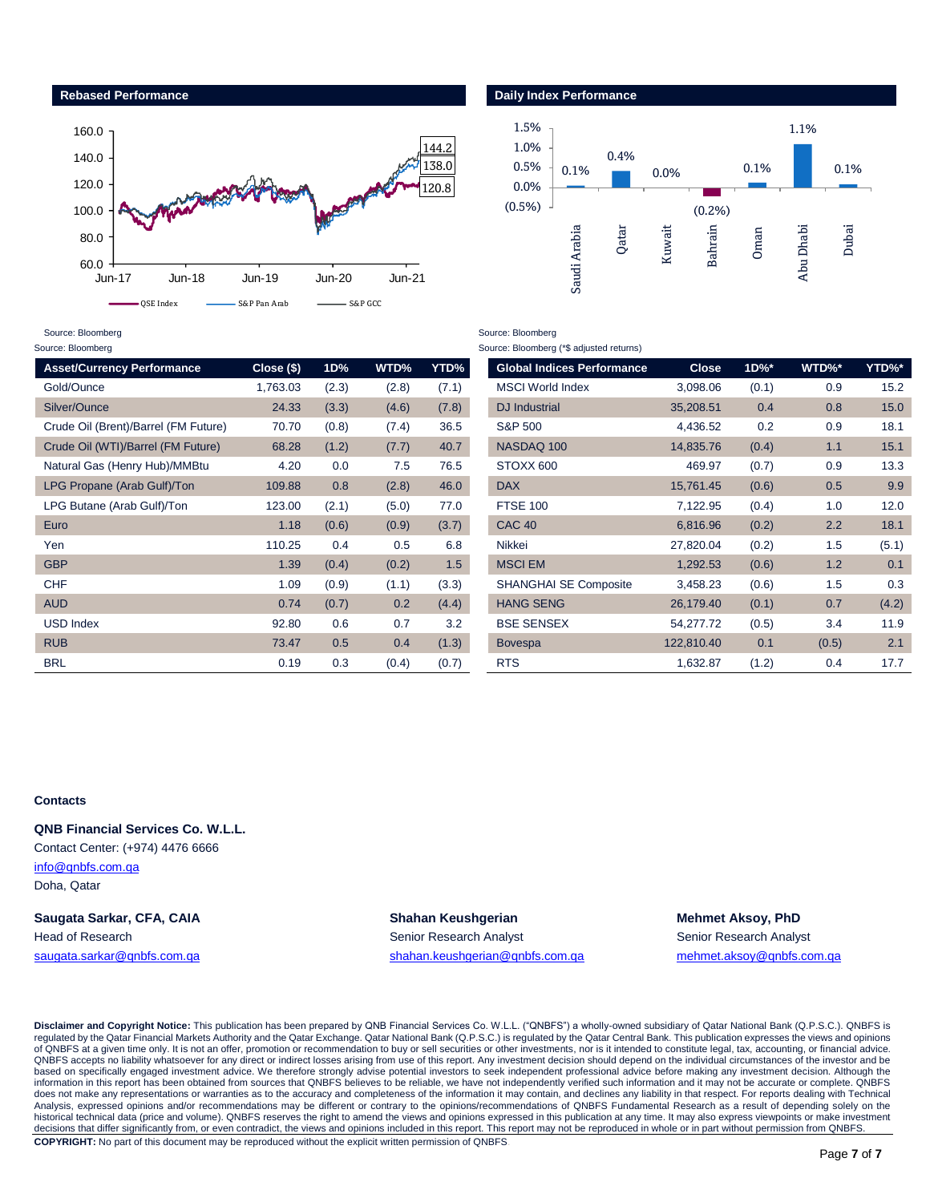## Rebased Performance

160.0
140.0
120.0
100.0
80.0
60.0

Jun-17 Jun-18 Jun-19 Jun-20 Jun-21

144.2
138.0
120.8

QSE Index — S&P Pan Arab — S&P GCC

Source: Bloomberg

## Daily Index Performance

1.5%
1.0%
0.5%
0.0%
(0.5%)

Saudi Arabia 0.1%
Qatar 0.4%
Kuwait 0.0%
Bahrain (0.2%)
Oman 0.1%
Abu Dhabi 1.1%
Dubai 0.1%

Source: Bloomberg

Source: Bloomberg

| Asset/Currency Performance | Close ($) | 1D% | WTD% | YTD% |
|---|---|---|---|---|
| Gold/Ounce | 1,763.03 | (2.3) | (2.8) | (7.1) |
| Silver/Ounce | 24.33 | (3.3) | (4.6) | (7.8) |
| Crude Oil (Brent)/Barrel (FM Future) | 70.70 | (0.8) | (7.4) | 36.5 |
| Crude Oil (WTI)/Barrel (FM Future) | 68.28 | (1.2) | (7.7) | 40.7 |
| Natural Gas (Henry Hub)/MMBtu | 4.20 | 0.0 | 7.5 | 76.5 |
| LPG Propane (Arab Gulf)/Ton | 109.88 | 0.8 | (2.8) | 46.0 |
| LPG Butane (Arab Gulf)/Ton | 123.00 | (2.1) | (5.0) | 77.0 |
| Euro | 1.18 | (0.6) | (0.9) | (3.7) |
| Yen | 110.25 | 0.4 | 0.5 | 6.8 |
| GBP | 1.39 | (0.4) | (0.2) | 1.5 |
| CHF | 1.09 | (0.9) | (1.1) | (3.3) |
| AUD | 0.74 | (0.7) | 0.2 | (4.4) |
| USD Index | 92.80 | 0.6 | 0.7 | 3.2 |
| RUB | 73.47 | 0.5 | 0.4 | (1.3) |
| BRL | 0.19 | 0.3 | (0.4) | (0.7) |

Source: Bloomberg (*$ adjusted returns)

| Global Indices Performance | Close | 1D%* | WTD%* | YTD%* |
|---|---|---|---|---|
| MSCI World Index | 3,098.06 | (0.1) | 0.9 | 15.2 |
| DJ Industrial | 35,208.51 | 0.4 | 0.8 | 15.0 |
| S&P 500 | 4,436.52 | 0.2 | 0.9 | 18.1 |
| NASDAQ 100 | 14,835.76 | (0.4) | 1.1 | 15.1 |
| STOXX 600 | 469.97 | (0.7) | 0.9 | 13.3 |
| DAX | 15,761.45 | (0.6) | 0.5 | 9.9 |
| FTSE 100 | 7,122.95 | (0.4) | 1.0 | 12.0 |
| CAC 40 | 6,816.96 | (0.2) | 2.2 | 18.1 |
| Nikkei | 27,820.04 | (0.2) | 1.5 | (5.1) |
| MSCI EM | 1,292.53 | (0.6) | 1.2 | 0.1 |
| SHANGHAI SE Composite | 3,458.23 | (0.6) | 1.5 | 0.3 |
| HANG SENG | 26,179.40 | (0.1) | 0.7 | (4.2) |
| BSE SENSEX | 54,277.72 | (0.5) | 3.4 | 11.9 |
| Bovespa | 122,810.40 | 0.1 | (0.5) | 2.1 |
| RTS | 1,632.87 | (1.2) | 0.4 | 17.7 |

**Contacts**

**QNB Financial Services Co. W.L.L.**
Contact Center: (+974) 4476 6666
info@qnbfs.com.qa
Doha, Qatar

**Saugata Sarkar, CFA, CAIA**
Head of Research
saugata.sarkar@qnbfs.com.qa

**Shahan Keushgerian**
Senior Research Analyst
shahan.keushgerian@qnbfs.com.qa

**Mehmet Aksoy, PhD**
Senior Research Analyst
mehmet.aksoy@qnbfs.com.qa

**Disclaimer and Copyright Notice:** This publication has been prepared by QNB Financial Services Co. W.L.L. ("QNBFS") a wholly-owned subsidiary of Qatar National Bank (Q.P.S.C.). QNBFS is regulated by the Qatar Financial Markets Authority and the Qatar Exchange. Qatar National Bank (Q.P.S.C.) is regulated by the Qatar Central Bank. This publication expresses the views and opinions of QNBFS at a given time only. It is not an offer, promotion or recommendation to buy or sell securities or other investments, nor is it intended to constitute legal, tax, accounting, or financial advice. QNBFS accepts no liability whatsoever for any direct or indirect losses arising from use of this report. Any investment decision should depend on the individual circumstances of the investor and be based on specifically engaged investment advice. We therefore strongly advise potential investors to seek independent professional advice before making any investment decision. Although the information in this report has been obtained from sources that QNBFS believes to be reliable, we have not independently verified such information and it may not be accurate or complete. QNBFS does not make any representations or warranties as to the accuracy and completeness of the information it may contain, and declines any liability in that respect. For reports dealing with Technical Analysis, expressed opinions and/or recommendations may be different or contrary to the opinions/recommendations of QNBFS Fundamental Research as a result of depending solely on the historical technical data (price and volume). QNBFS reserves the right to amend the views and opinions expressed in this publication at any time. It may also express viewpoints or make investment decisions that differ significantly from, or even contradict, the views and opinions included in this report. This report may not be reproduced in whole or in part without permission from QNBFS.

**COPYRIGHT:** No part of this document may be reproduced without the explicit written permission of QNBFS